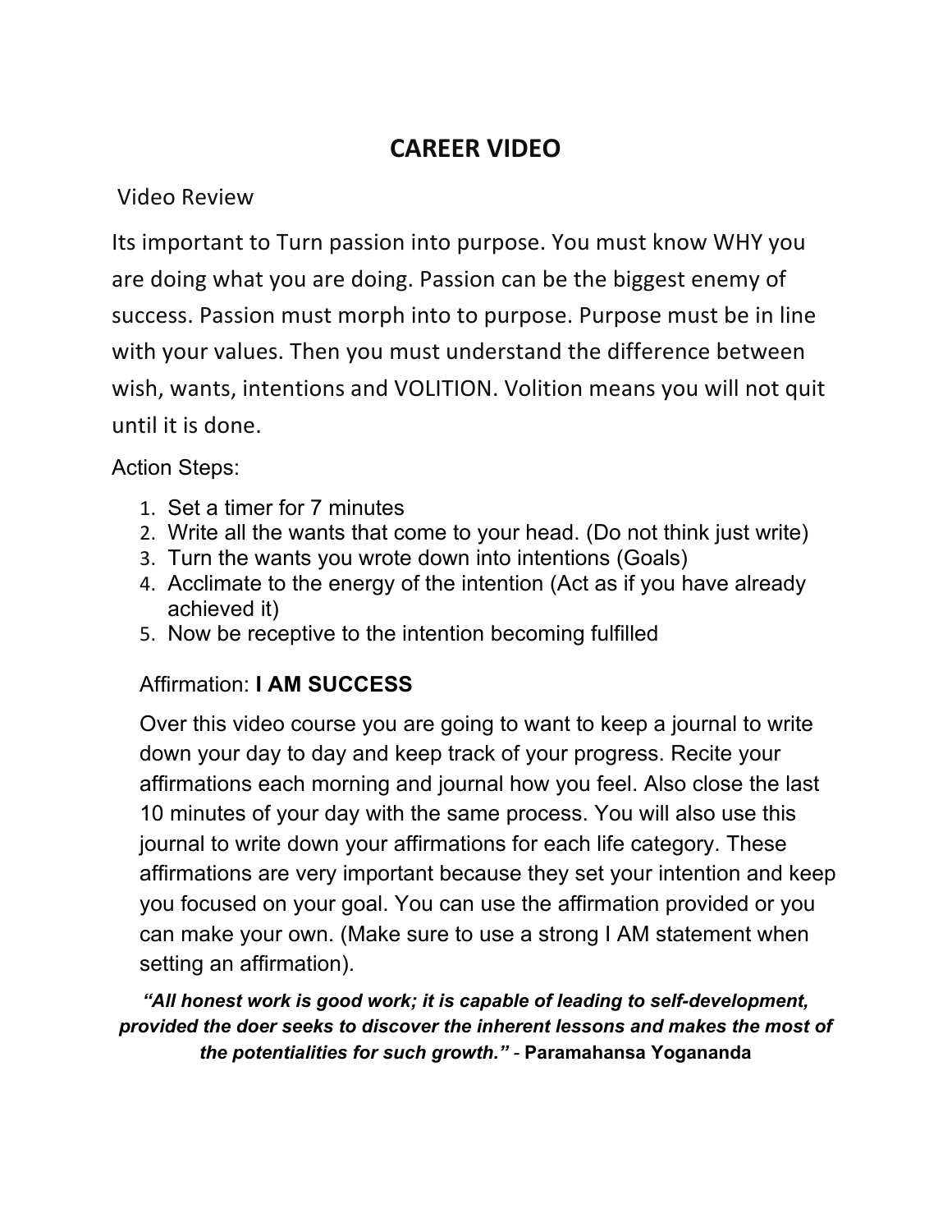# CAREER VIDEO

Video Review

Its important to Turn passion into purpose. You must know WHY you are doing what you are doing. Passion can be the biggest enemy of success. Passion must morph into to purpose. Purpose must be in line with your values. Then you must understand the difference between wish, wants, intentions and VOLITION. Volition means you will not quit until it is done.

Action Steps:

1. Set a timer for 7 minutes
2. Write all the wants that come to your head. (Do not think just write)
3. Turn the wants you wrote down into intentions (Goals)
4. Acclimate to the energy of the intention (Act as if you have already achieved it)
5. Now be receptive to the intention becoming fulfilled

Affirmation: **I AM SUCCESS**

Over this video course you are going to want to keep a journal to write down your day to day and keep track of your progress. Recite your affirmations each morning and journal how you feel. Also close the last 10 minutes of your day with the same process. You will also use this journal to write down your affirmations for each life category. These affirmations are very important because they set your intention and keep you focused on your goal. You can use the affirmation provided or you can make your own. (Make sure to use a strong I AM statement when setting an affirmation).

***"All honest work is good work; it is capable of leading to self-development, provided the doer seeks to discover the inherent lessons and makes the most of the potentialities for such growth."*** - **Paramahansa Yogananda**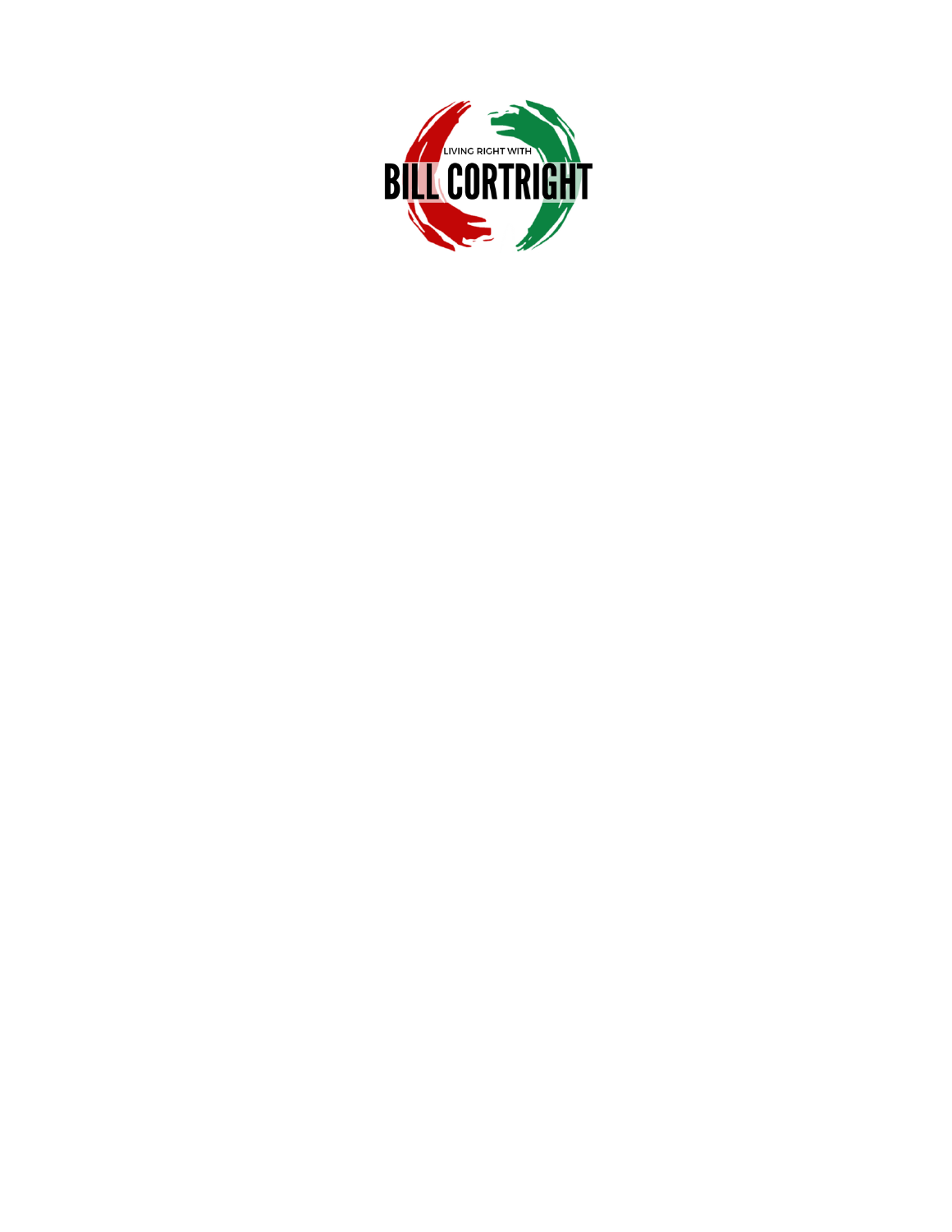LIVING RIGHT WITH

BILL CORTRIGHT